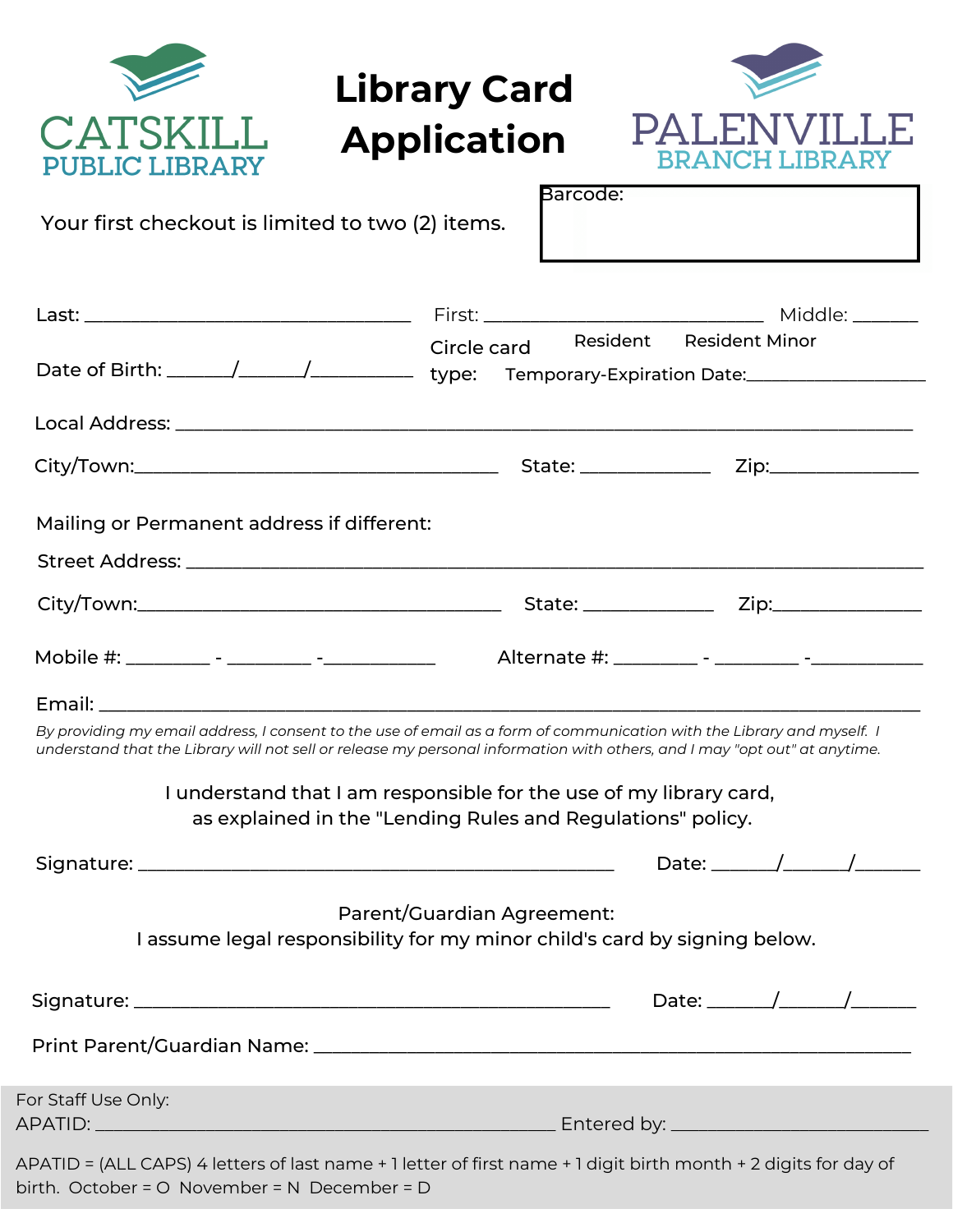CATSKILL PUBLIC LIBRARY

# Library Card Application

PALENVILLE BRANCH LIBRARY

Your first checkout is limited to two (2) items.

Barcode:

Last: ______________________________ First: ___________________________ Middle: _______

Date of Birth: ______/______/__________

Circle card type: Resident Resident Minor Temporary-Expiration Date:__________________

Local Address: ______________________________________________________________________

City/Town:___________________________________ State: _____________ Zip:_______________

Mailing or Permanent address if different:

Street Address: _____________________________________________________________________

City/Town:___________________________________ State: _____________ Zip:_______________

Mobile #: ________ - ________ -___________ Alternate #: ________ - ________ -___________

Email: ______________________________________________________________________________

*By providing my email address, I consent to the use of email as a form of communication with the Library and myself. I understand that the Library will not sell or release my personal information with others, and I may "opt out" at anytime.*

I understand that I am responsible for the use of my library card, as explained in the "Lending Rules and Regulations" policy.

Signature: ____________________________________________ Date: ______/______/______

Parent/Guardian Agreement:
I assume legal responsibility for my minor child's card by signing below.

Signature: ____________________________________________ Date: ______/______/______

Print Parent/Guardian Name: ________________________________________________________

For Staff Use Only:
APATID: ____________________________________________ Entered by: __________________________

APATID = (ALL CAPS) 4 letters of last name + 1 letter of first name + 1 digit birth month + 2 digits for day of birth. October = O November = N December = D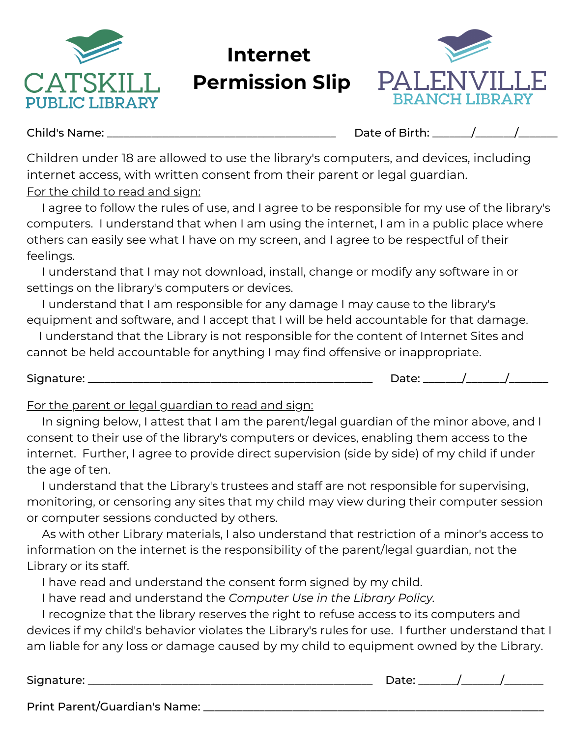CATSKILL PUBLIC LIBRARY

# Internet Permission Slip

PALENVILLE BRANCH LIBRARY

Child's Name: ________________________________________ Date of Birth: _______/_______/_______

Children under 18 are allowed to use the library's computers, and devices, including internet access, with written consent from their parent or legal guardian.

<u>For the child to read and sign:</u>

I agree to follow the rules of use, and I agree to be responsible for my use of the library's computers. I understand that when I am using the internet, I am in a public place where others can easily see what I have on my screen, and I agree to be respectful of their feelings.

I understand that I may not download, install, change or modify any software in or settings on the library's computers or devices.

I understand that I am responsible for any damage I may cause to the library's equipment and software, and I accept that I will be held accountable for that damage.

I understand that the Library is not responsible for the content of Internet Sites and cannot be held accountable for anything I may find offensive or inappropriate.

Signature: __________________________________________________ Date: _______/_______/_______

<u>For the parent or legal guardian to read and sign:</u>

In signing below, I attest that I am the parent/legal guardian of the minor above, and I consent to their use of the library's computers or devices, enabling them access to the internet. Further, I agree to provide direct supervision (side by side) of my child if under the age of ten.

I understand that the Library's trustees and staff are not responsible for supervising, monitoring, or censoring any sites that my child may view during their computer session or computer sessions conducted by others.

As with other Library materials, I also understand that restriction of a minor's access to information on the internet is the responsibility of the parent/legal guardian, not the Library or its staff.

I have read and understand the consent form signed by my child.

I have read and understand the *Computer Use in the Library Policy*.

I recognize that the library reserves the right to refuse access to its computers and devices if my child's behavior violates the Library's rules for use. I further understand that I am liable for any loss or damage caused by my child to equipment owned by the Library.

Signature: __________________________________________________ Date: _______/_______/_______

Print Parent/Guardian's Name: ______________________________________________________________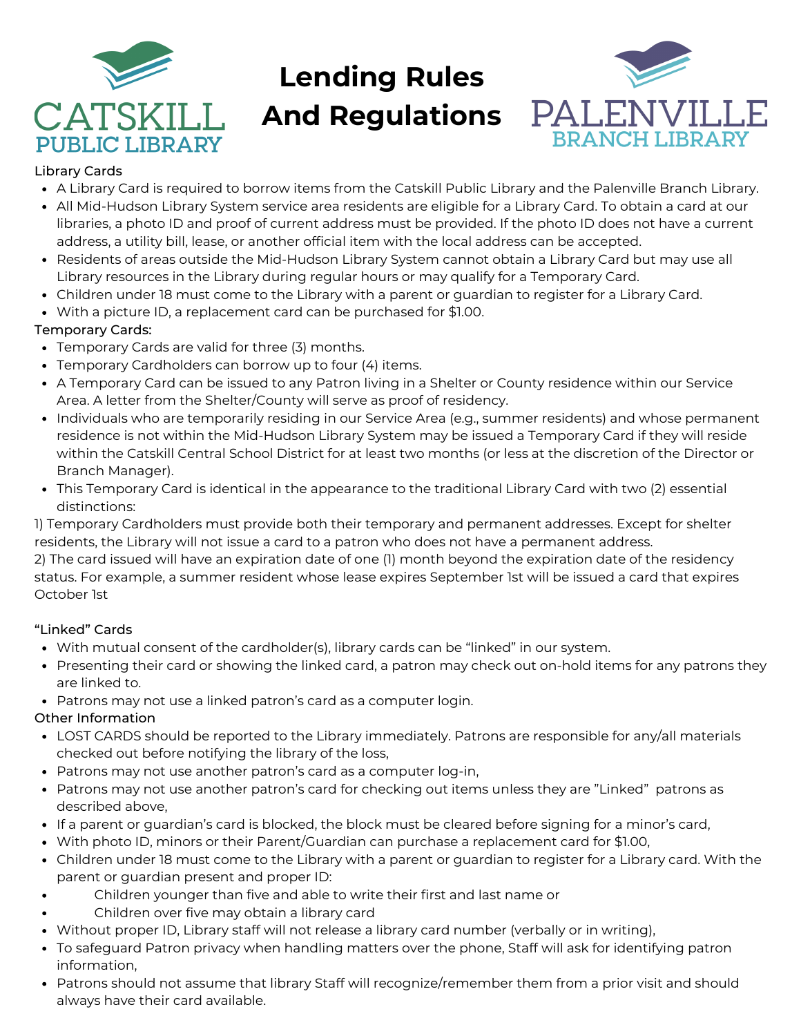# Lending Rules And Regulations

CATSKILL PUBLIC LIBRARY

PALENVILLE BRANCH LIBRARY

Library Cards

- A Library Card is required to borrow items from the Catskill Public Library and the Palenville Branch Library.
- All Mid-Hudson Library System service area residents are eligible for a Library Card. To obtain a card at our libraries, a photo ID and proof of current address must be provided. If the photo ID does not have a current address, a utility bill, lease, or another official item with the local address can be accepted.
- Residents of areas outside the Mid-Hudson Library System cannot obtain a Library Card but may use all Library resources in the Library during regular hours or may qualify for a Temporary Card.
- Children under 18 must come to the Library with a parent or guardian to register for a Library Card.
- With a picture ID, a replacement card can be purchased for $1.00.

Temporary Cards:

- Temporary Cards are valid for three (3) months.
- Temporary Cardholders can borrow up to four (4) items.
- A Temporary Card can be issued to any Patron living in a Shelter or County residence within our Service Area. A letter from the Shelter/County will serve as proof of residency.
- Individuals who are temporarily residing in our Service Area (e.g., summer residents) and whose permanent residence is not within the Mid-Hudson Library System may be issued a Temporary Card if they will reside within the Catskill Central School District for at least two months (or less at the discretion of the Director or Branch Manager).
- This Temporary Card is identical in the appearance to the traditional Library Card with two (2) essential distinctions:

1) Temporary Cardholders must provide both their temporary and permanent addresses. Except for shelter residents, the Library will not issue a card to a patron who does not have a permanent address.
2) The card issued will have an expiration date of one (1) month beyond the expiration date of the residency status. For example, a summer resident whose lease expires September 1st will be issued a card that expires October 1st

"Linked" Cards

- With mutual consent of the cardholder(s), library cards can be "linked" in our system.
- Presenting their card or showing the linked card, a patron may check out on-hold items for any patrons they are linked to.
- Patrons may not use a linked patron's card as a computer login.

Other Information

- LOST CARDS should be reported to the Library immediately. Patrons are responsible for any/all materials checked out before notifying the library of the loss,
- Patrons may not use another patron's card as a computer log-in,
- Patrons may not use another patron's card for checking out items unless they are "Linked" patrons as described above,
- If a parent or guardian's card is blocked, the block must be cleared before signing for a minor's card,
- With photo ID, minors or their Parent/Guardian can purchase a replacement card for $1.00,
- Children under 18 must come to the Library with a parent or guardian to register for a Library card. With the parent or guardian present and proper ID:
-     Children younger than five and able to write their first and last name or
-     Children over five may obtain a library card
- Without proper ID, Library staff will not release a library card number (verbally or in writing),
- To safeguard Patron privacy when handling matters over the phone, Staff will ask for identifying patron information,
- Patrons should not assume that library Staff will recognize/remember them from a prior visit and should always have their card available.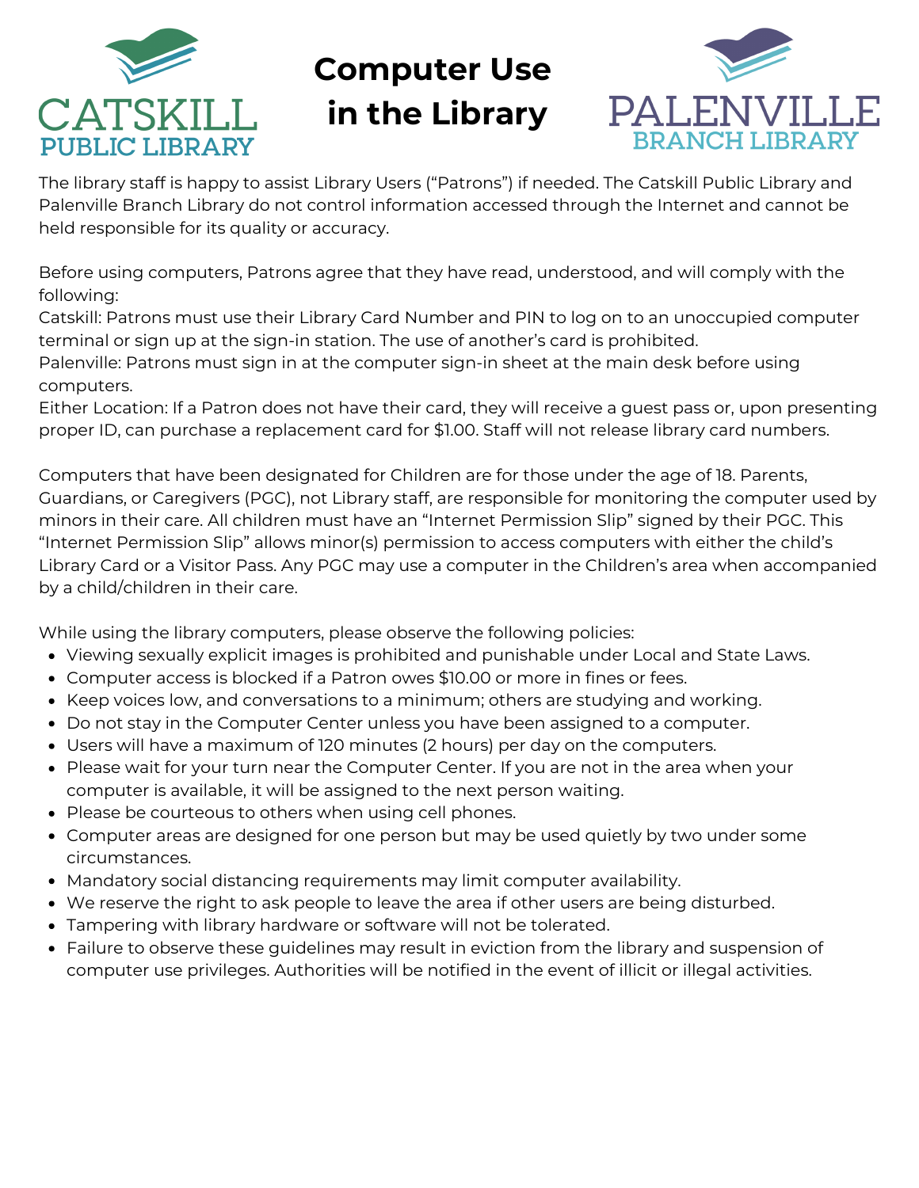CATSKILL PUBLIC LIBRARY

# Computer Use in the Library

PALENVILLE BRANCH LIBRARY

The library staff is happy to assist Library Users ("Patrons") if needed. The Catskill Public Library and Palenville Branch Library do not control information accessed through the Internet and cannot be held responsible for its quality or accuracy.

Before using computers, Patrons agree that they have read, understood, and will comply with the following:
Catskill: Patrons must use their Library Card Number and PIN to log on to an unoccupied computer terminal or sign up at the sign-in station. The use of another's card is prohibited.
Palenville: Patrons must sign in at the computer sign-in sheet at the main desk before using computers.
Either Location: If a Patron does not have their card, they will receive a guest pass or, upon presenting proper ID, can purchase a replacement card for $1.00. Staff will not release library card numbers.

Computers that have been designated for Children are for those under the age of 18. Parents, Guardians, or Caregivers (PGC), not Library staff, are responsible for monitoring the computer used by minors in their care. All children must have an "Internet Permission Slip" signed by their PGC. This "Internet Permission Slip" allows minor(s) permission to access computers with either the child's Library Card or a Visitor Pass. Any PGC may use a computer in the Children's area when accompanied by a child/children in their care.

While using the library computers, please observe the following policies:

- Viewing sexually explicit images is prohibited and punishable under Local and State Laws.
- Computer access is blocked if a Patron owes $10.00 or more in fines or fees.
- Keep voices low, and conversations to a minimum; others are studying and working.
- Do not stay in the Computer Center unless you have been assigned to a computer.
- Users will have a maximum of 120 minutes (2 hours) per day on the computers.
- Please wait for your turn near the Computer Center. If you are not in the area when your computer is available, it will be assigned to the next person waiting.
- Please be courteous to others when using cell phones.
- Computer areas are designed for one person but may be used quietly by two under some circumstances.
- Mandatory social distancing requirements may limit computer availability.
- We reserve the right to ask people to leave the area if other users are being disturbed.
- Tampering with library hardware or software will not be tolerated.
- Failure to observe these guidelines may result in eviction from the library and suspension of computer use privileges. Authorities will be notified in the event of illicit or illegal activities.